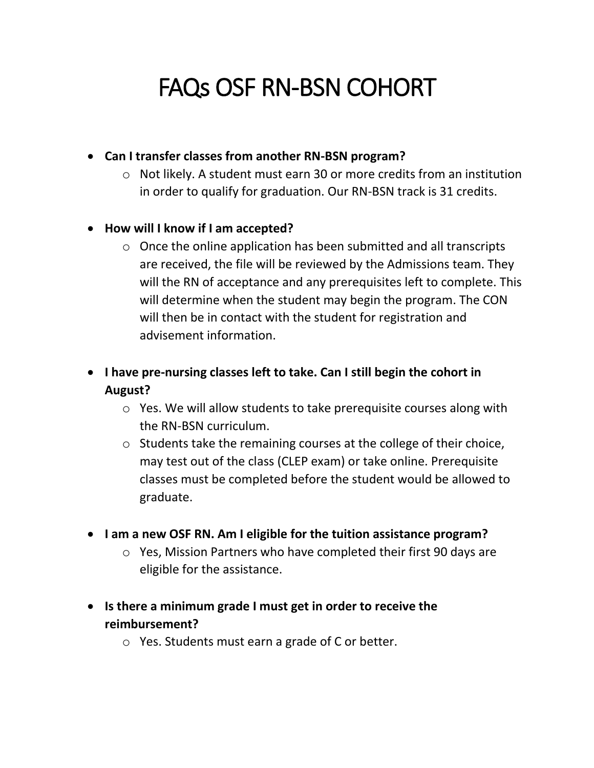# FAQs OSF RN-BSN COHORT

- **Can I transfer classes from another RN-BSN program?**
  - Not likely. A student must earn 30 or more credits from an institution in order to qualify for graduation. Our RN-BSN track is 31 credits.

- **How will I know if I am accepted?**
  - Once the online application has been submitted and all transcripts are received, the file will be reviewed by the Admissions team. They will the RN of acceptance and any prerequisites left to complete. This will determine when the student may begin the program. The CON will then be in contact with the student for registration and advisement information.

- **I have pre-nursing classes left to take. Can I still begin the cohort in August?**
  - Yes. We will allow students to take prerequisite courses along with the RN-BSN curriculum.
  - Students take the remaining courses at the college of their choice, may test out of the class (CLEP exam) or take online. Prerequisite classes must be completed before the student would be allowed to graduate.

- **I am a new OSF RN. Am I eligible for the tuition assistance program?**
  - Yes, Mission Partners who have completed their first 90 days are eligible for the assistance.

- **Is there a minimum grade I must get in order to receive the reimbursement?**
  - Yes. Students must earn a grade of C or better.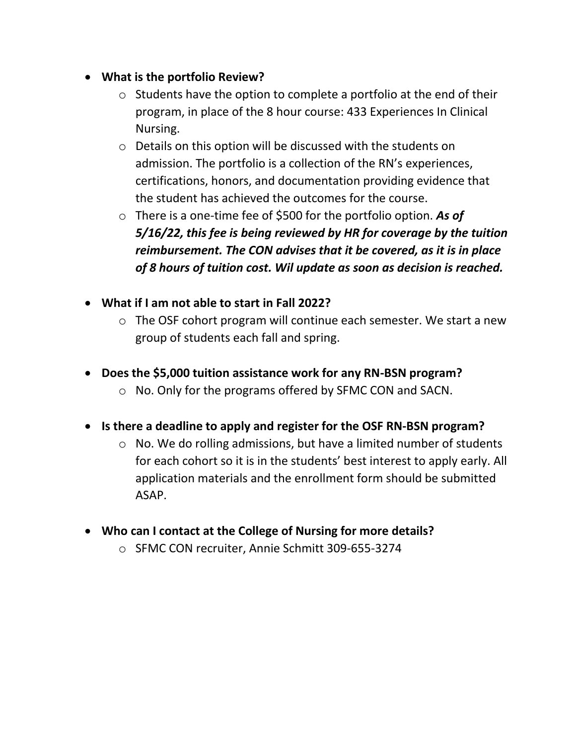- **What is the portfolio Review?**
    - Students have the option to complete a portfolio at the end of their program, in place of the 8 hour course: 433 Experiences In Clinical Nursing.
    - Details on this option will be discussed with the students on admission. The portfolio is a collection of the RN's experiences, certifications, honors, and documentation providing evidence that the student has achieved the outcomes for the course.
    - There is a one-time fee of $500 for the portfolio option. ***As of 5/16/22, this fee is being reviewed by HR for coverage by the tuition reimbursement. The CON advises that it be covered, as it is in place of 8 hours of tuition cost. Wil update as soon as decision is reached.***

- **What if I am not able to start in Fall 2022?**
    - The OSF cohort program will continue each semester. We start a new group of students each fall and spring.

- **Does the $5,000 tuition assistance work for any RN-BSN program?**
    - No. Only for the programs offered by SFMC CON and SACN.

- **Is there a deadline to apply and register for the OSF RN-BSN program?**
    - No. We do rolling admissions, but have a limited number of students for each cohort so it is in the students' best interest to apply early. All application materials and the enrollment form should be submitted ASAP.

- **Who can I contact at the College of Nursing for more details?**
    - SFMC CON recruiter, Annie Schmitt 309-655-3274